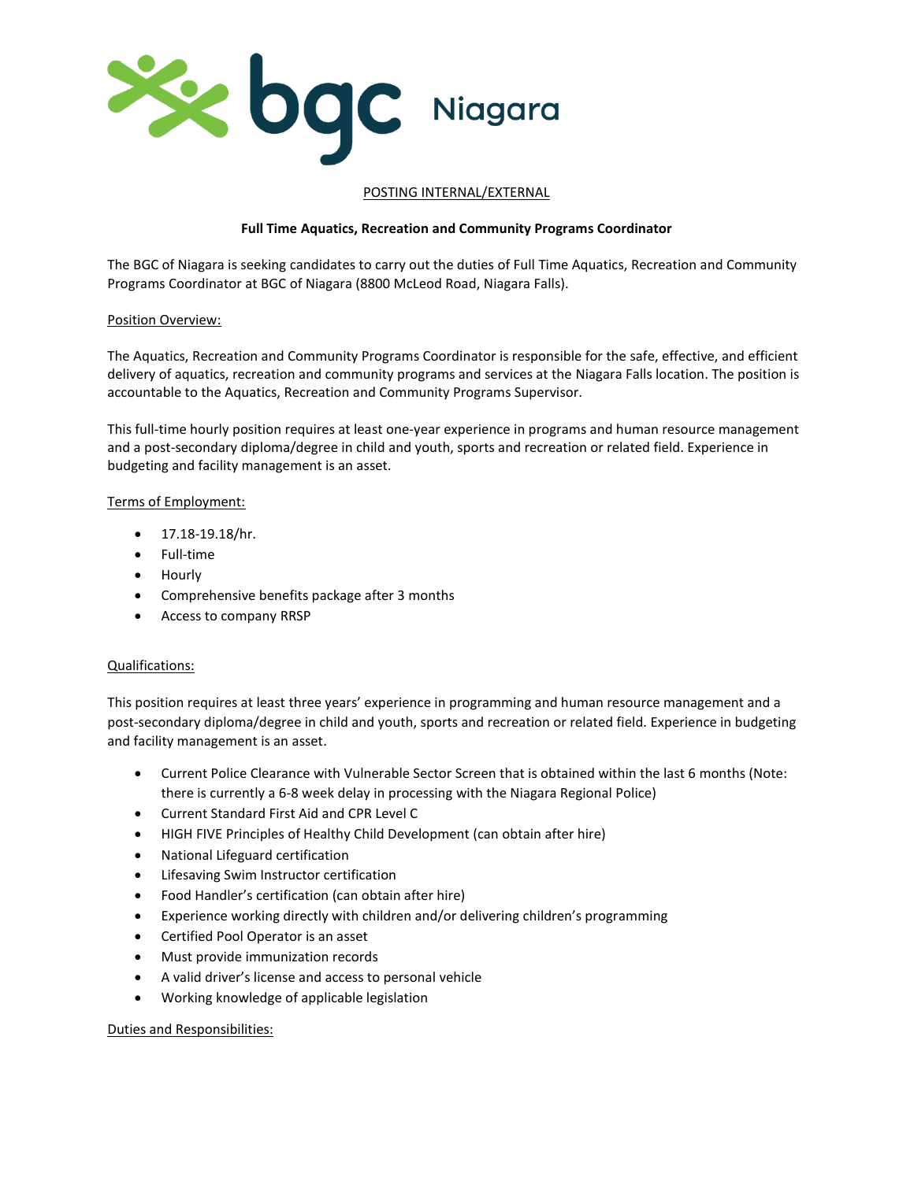bgc Niagara

POSTING INTERNAL/EXTERNAL

**Full Time Aquatics, Recreation and Community Programs Coordinator**

The BGC of Niagara is seeking candidates to carry out the duties of Full Time Aquatics, Recreation and Community Programs Coordinator at BGC of Niagara (8800 McLeod Road, Niagara Falls).

Position Overview:

The Aquatics, Recreation and Community Programs Coordinator is responsible for the safe, effective, and efficient delivery of aquatics, recreation and community programs and services at the Niagara Falls location. The position is accountable to the Aquatics, Recreation and Community Programs Supervisor.

This full-time hourly position requires at least one-year experience in programs and human resource management and a post-secondary diploma/degree in child and youth, sports and recreation or related field. Experience in budgeting and facility management is an asset.

Terms of Employment:

- 17.18-19.18/hr.
- Full-time
- Hourly
- Comprehensive benefits package after 3 months
- Access to company RRSP

Qualifications:

This position requires at least three years' experience in programming and human resource management and a post-secondary diploma/degree in child and youth, sports and recreation or related field. Experience in budgeting and facility management is an asset.

- Current Police Clearance with Vulnerable Sector Screen that is obtained within the last 6 months (Note: there is currently a 6-8 week delay in processing with the Niagara Regional Police)
- Current Standard First Aid and CPR Level C
- HIGH FIVE Principles of Healthy Child Development (can obtain after hire)
- National Lifeguard certification
- Lifesaving Swim Instructor certification
- Food Handler's certification (can obtain after hire)
- Experience working directly with children and/or delivering children's programming
- Certified Pool Operator is an asset
- Must provide immunization records
- A valid driver's license and access to personal vehicle
- Working knowledge of applicable legislation

Duties and Responsibilities: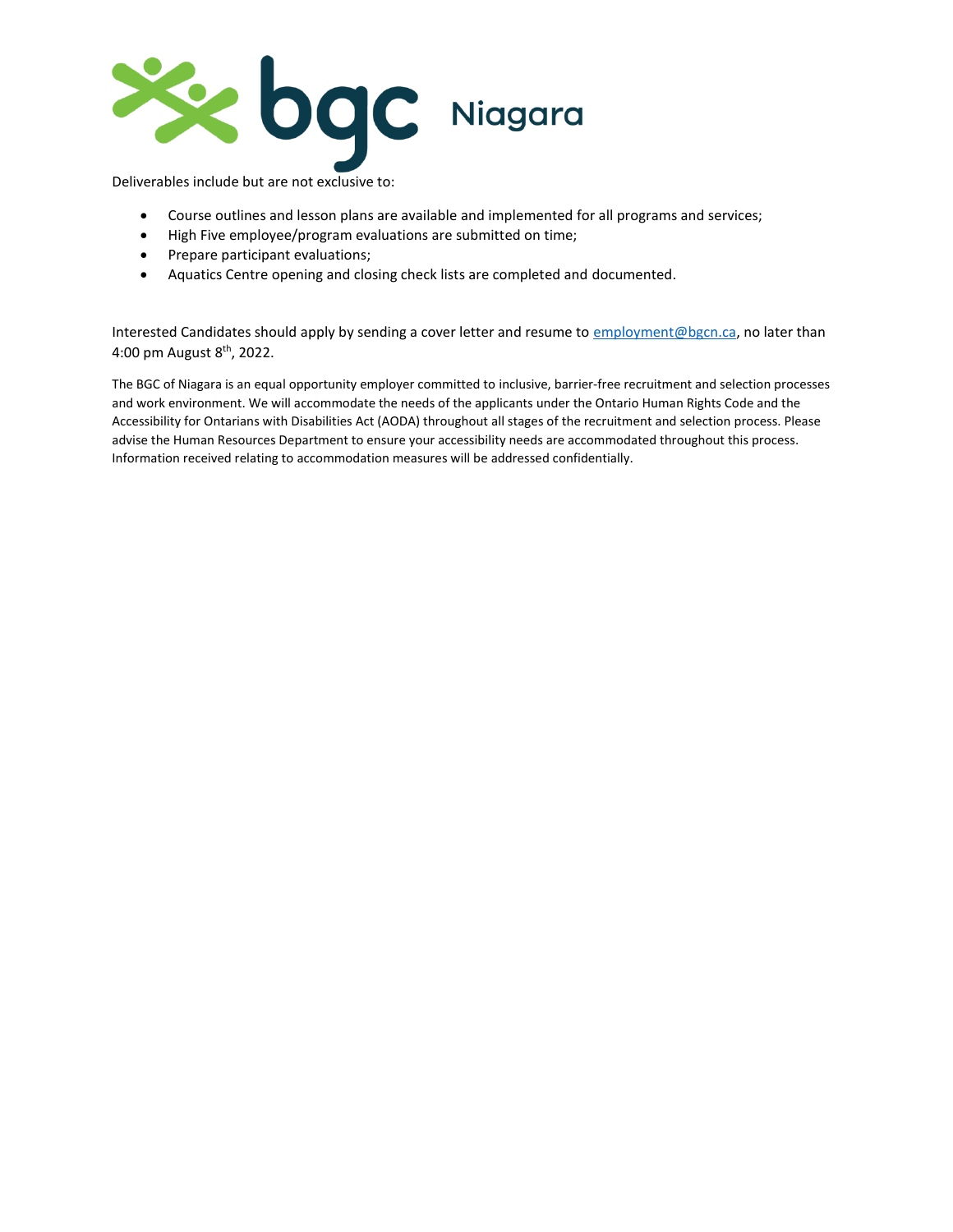Deliverables include but are not exclusive to:

- Course outlines and lesson plans are available and implemented for all programs and services;
- High Five employee/program evaluations are submitted on time;
- Prepare participant evaluations;
- Aquatics Centre opening and closing check lists are completed and documented.

Interested Candidates should apply by sending a cover letter and resume to employment@bgcn.ca, no later than 4:00 pm August 8th, 2022.

The BGC of Niagara is an equal opportunity employer committed to inclusive, barrier-free recruitment and selection processes and work environment. We will accommodate the needs of the applicants under the Ontario Human Rights Code and the Accessibility for Ontarians with Disabilities Act (AODA) throughout all stages of the recruitment and selection process. Please advise the Human Resources Department to ensure your accessibility needs are accommodated throughout this process. Information received relating to accommodation measures will be addressed confidentially.